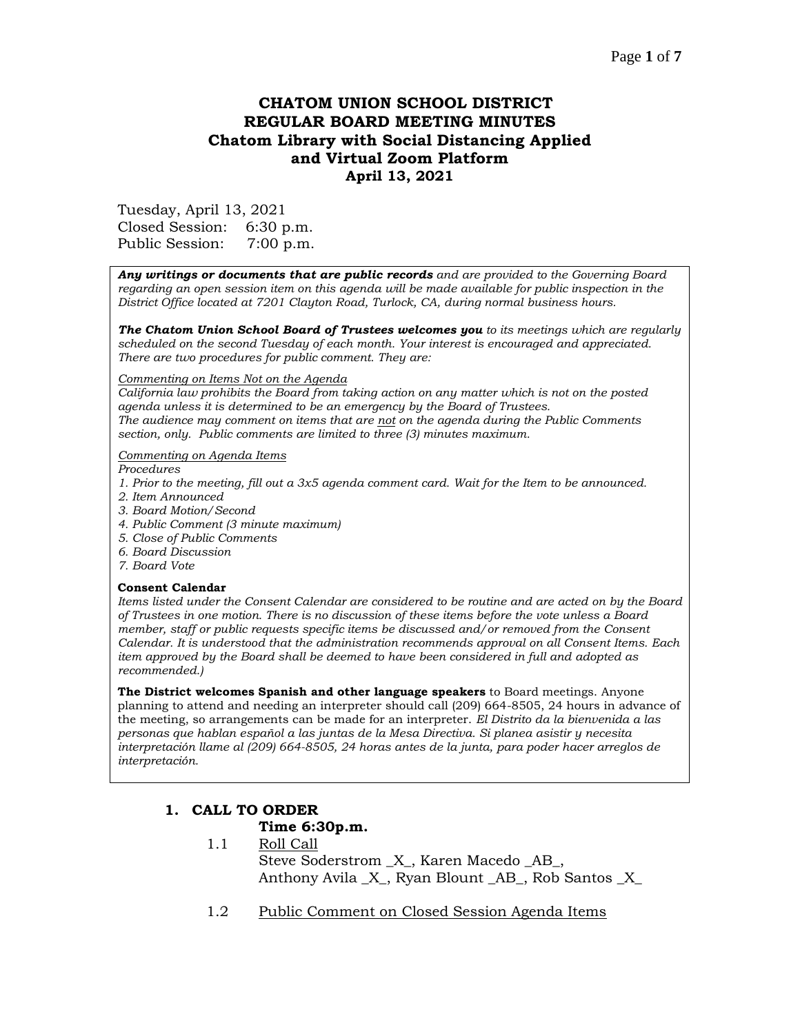# CHATOM UNION SCHOOL DISTRICT
# REGULAR BOARD MEETING MINUTES
## Chatom Library with Social Distancing Applied and Virtual Zoom Platform
## April 13, 2021

Tuesday, April 13, 2021
Closed Session: 6:30 p.m.
Public Session: 7:00 p.m.

***Any writings or documents that are public records*** *and are provided to the Governing Board regarding an open session item on this agenda will be made available for public inspection in the District Office located at 7201 Clayton Road, Turlock, CA, during normal business hours.*

***The Chatom Union School Board of Trustees welcomes you*** *to its meetings which are regularly scheduled on the second Tuesday of each month. Your interest is encouraged and appreciated. There are two procedures for public comment. They are:*

*Commenting on Items Not on the Agenda*
*California law prohibits the Board from taking action on any matter which is not on the posted agenda unless it is determined to be an emergency by the Board of Trustees.*
*The audience may comment on items that are not on the agenda during the Public Comments section, only. Public comments are limited to three (3) minutes maximum.*

*Commenting on Agenda Items*
*Procedures*
*1. Prior to the meeting, fill out a 3x5 agenda comment card. Wait for the Item to be announced.*
*2. Item Announced*
*3. Board Motion/Second*
*4. Public Comment (3 minute maximum)*
*5. Close of Public Comments*
*6. Board Discussion*
*7. Board Vote*

**Consent Calendar**
*Items listed under the Consent Calendar are considered to be routine and are acted on by the Board of Trustees in one motion. There is no discussion of these items before the vote unless a Board member, staff or public requests specific items be discussed and/or removed from the Consent Calendar. It is understood that the administration recommends approval on all Consent Items. Each item approved by the Board shall be deemed to have been considered in full and adopted as recommended.)*

**The District welcomes Spanish and other language speakers** to Board meetings. Anyone planning to attend and needing an interpreter should call (209) 664-8505, 24 hours in advance of the meeting, so arrangements can be made for an interpreter. *El Distrito da la bienvenida a las personas que hablan español a las juntas de la Mesa Directiva. Si planea asistir y necesita interpretación llame al (209) 664-8505, 24 horas antes de la junta, para poder hacer arreglos de interpretación.*

## 1. CALL TO ORDER

**Time 6:30p.m.**

1.1 Roll Call
Steve Soderstrom _X_, Karen Macedo _AB_,
Anthony Avila _X_, Ryan Blount _AB_, Rob Santos _X_

1.2 Public Comment on Closed Session Agenda Items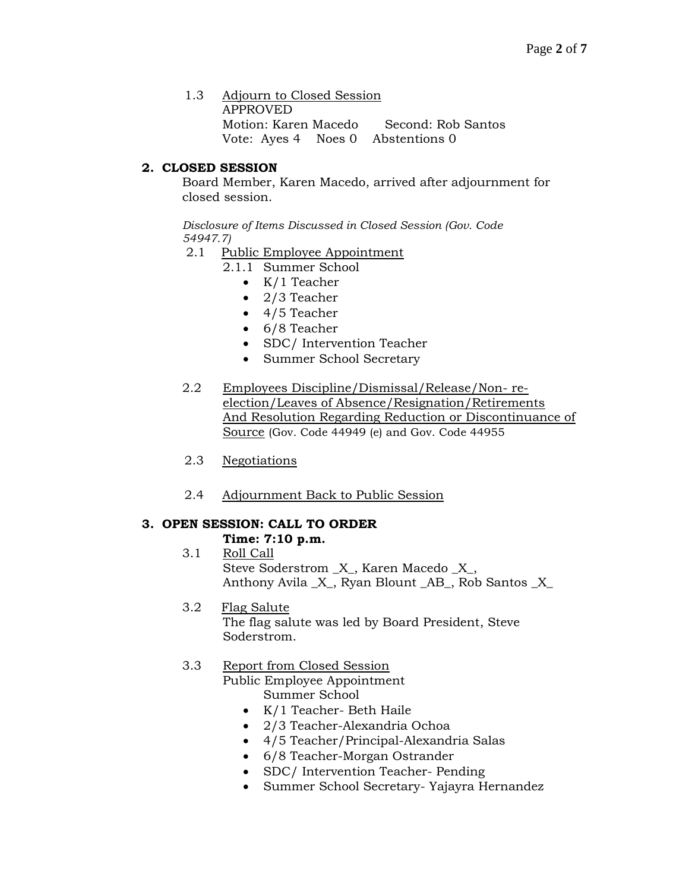1.3 Adjourn to Closed Session
APPROVED
Motion: Karen Macedo  Second: Rob Santos
Vote: Ayes 4  Noes 0  Abstentions 0

## 2. CLOSED SESSION

Board Member, Karen Macedo, arrived after adjournment for closed session.

*Disclosure of Items Discussed in Closed Session (Gov. Code 54947.7)*

2.1 Public Employee Appointment

2.1.1 Summer School

- K/1 Teacher
- 2/3 Teacher
- 4/5 Teacher
- 6/8 Teacher
- SDC/ Intervention Teacher
- Summer School Secretary

2.2 Employees Discipline/Dismissal/Release/Non- re-election/Leaves of Absence/Resignation/Retirements And Resolution Regarding Reduction or Discontinuance of Source (Gov. Code 44949 (e) and Gov. Code 44955

2.3 Negotiations

2.4 Adjournment Back to Public Session

## 3. OPEN SESSION: CALL TO ORDER

**Time: 7:10 p.m.**

3.1 Roll Call
Steve Soderstrom _X_, Karen Macedo _X_,
Anthony Avila _X_, Ryan Blount _AB_, Rob Santos _X_

3.2 Flag Salute
The flag salute was led by Board President, Steve Soderstrom.

3.3 Report from Closed Session
Public Employee Appointment
Summer School

- K/1 Teacher- Beth Haile
- 2/3 Teacher-Alexandria Ochoa
- 4/5 Teacher/Principal-Alexandria Salas
- 6/8 Teacher-Morgan Ostrander
- SDC/ Intervention Teacher- Pending
- Summer School Secretary- Yajayra Hernandez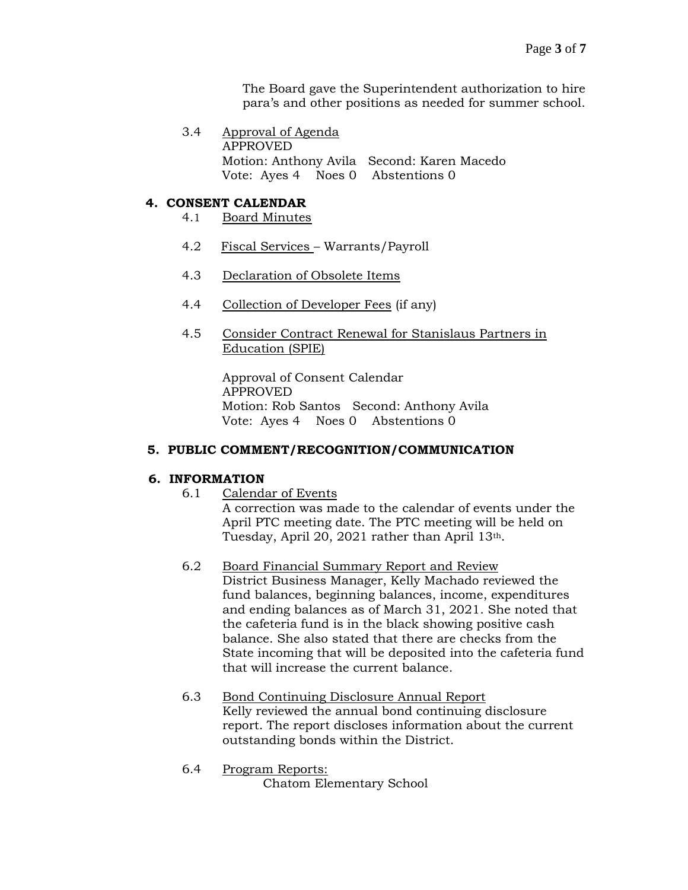The Board gave the Superintendent authorization to hire para's and other positions as needed for summer school.

3.4 Approval of Agenda
APPROVED
Motion: Anthony Avila Second: Karen Macedo
Vote: Ayes 4 Noes 0 Abstentions 0

## 4. CONSENT CALENDAR

4.1 Board Minutes

4.2 Fiscal Services – Warrants/Payroll

4.3 Declaration of Obsolete Items

4.4 Collection of Developer Fees (if any)

4.5 Consider Contract Renewal for Stanislaus Partners in Education (SPIE)

Approval of Consent Calendar
APPROVED
Motion: Rob Santos Second: Anthony Avila
Vote: Ayes 4 Noes 0 Abstentions 0

## 5. PUBLIC COMMENT/RECOGNITION/COMMUNICATION

## 6. INFORMATION

6.1 Calendar of Events
A correction was made to the calendar of events under the April PTC meeting date. The PTC meeting will be held on Tuesday, April 20, 2021 rather than April 13th.

6.2 Board Financial Summary Report and Review
District Business Manager, Kelly Machado reviewed the fund balances, beginning balances, income, expenditures and ending balances as of March 31, 2021. She noted that the cafeteria fund is in the black showing positive cash balance. She also stated that there are checks from the State incoming that will be deposited into the cafeteria fund that will increase the current balance.

6.3 Bond Continuing Disclosure Annual Report
Kelly reviewed the annual bond continuing disclosure report. The report discloses information about the current outstanding bonds within the District.

6.4 Program Reports:
Chatom Elementary School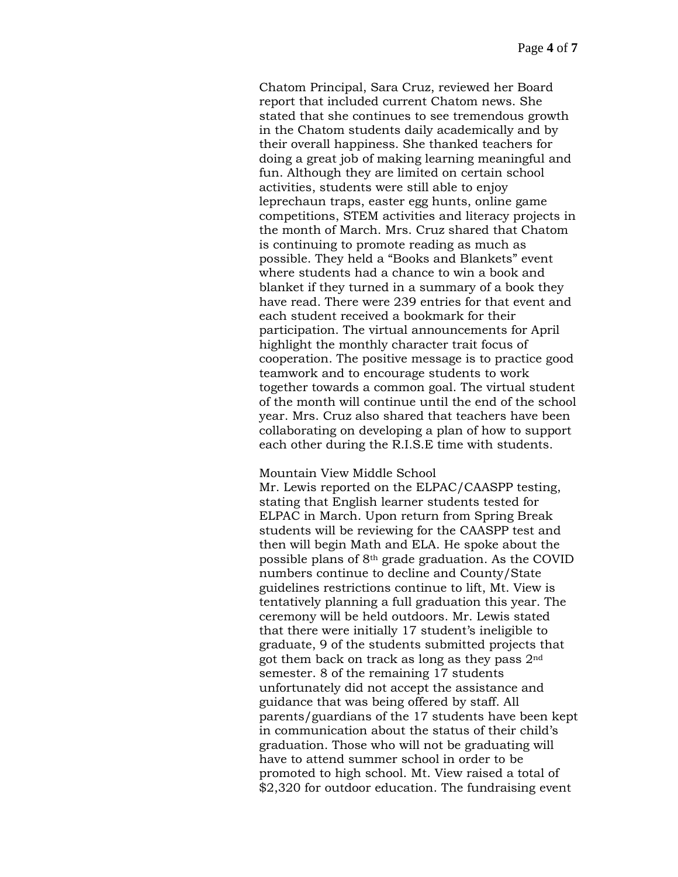Chatom Principal, Sara Cruz, reviewed her Board report that included current Chatom news. She stated that she continues to see tremendous growth in the Chatom students daily academically and by their overall happiness. She thanked teachers for doing a great job of making learning meaningful and fun. Although they are limited on certain school activities, students were still able to enjoy leprechaun traps, easter egg hunts, online game competitions, STEM activities and literacy projects in the month of March. Mrs. Cruz shared that Chatom is continuing to promote reading as much as possible. They held a "Books and Blankets" event where students had a chance to win a book and blanket if they turned in a summary of a book they have read. There were 239 entries for that event and each student received a bookmark for their participation. The virtual announcements for April highlight the monthly character trait focus of cooperation. The positive message is to practice good teamwork and to encourage students to work together towards a common goal. The virtual student of the month will continue until the end of the school year. Mrs. Cruz also shared that teachers have been collaborating on developing a plan of how to support each other during the R.I.S.E time with students.

Mountain View Middle School
Mr. Lewis reported on the ELPAC/CAASPP testing, stating that English learner students tested for ELPAC in March. Upon return from Spring Break students will be reviewing for the CAASPP test and then will begin Math and ELA. He spoke about the possible plans of 8th grade graduation. As the COVID numbers continue to decline and County/State guidelines restrictions continue to lift, Mt. View is tentatively planning a full graduation this year. The ceremony will be held outdoors. Mr. Lewis stated that there were initially 17 student's ineligible to graduate, 9 of the students submitted projects that got them back on track as long as they pass 2nd semester. 8 of the remaining 17 students unfortunately did not accept the assistance and guidance that was being offered by staff. All parents/guardians of the 17 students have been kept in communication about the status of their child's graduation. Those who will not be graduating will have to attend summer school in order to be promoted to high school. Mt. View raised a total of $2,320 for outdoor education. The fundraising event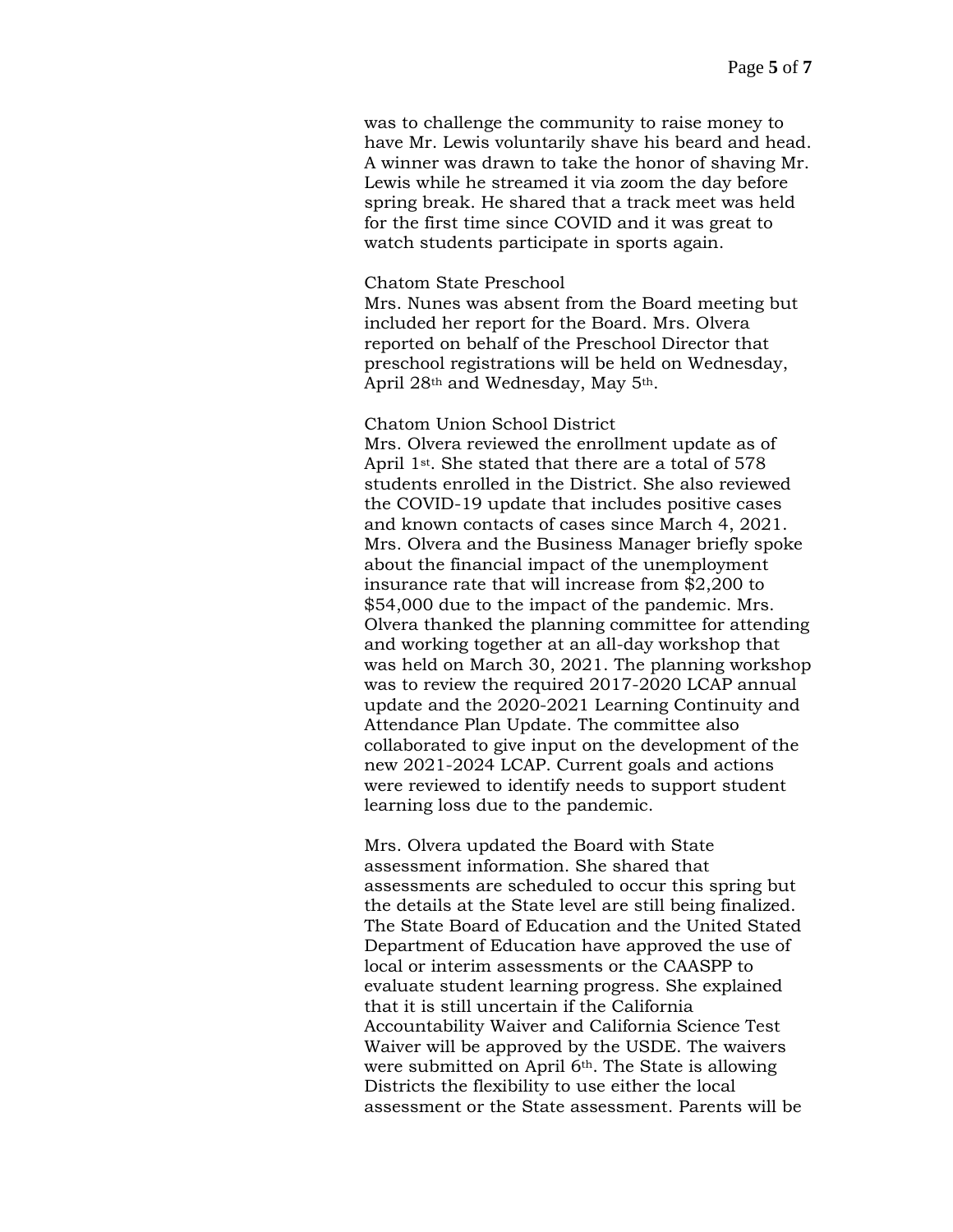was to challenge the community to raise money to have Mr. Lewis voluntarily shave his beard and head. A winner was drawn to take the honor of shaving Mr. Lewis while he streamed it via zoom the day before spring break. He shared that a track meet was held for the first time since COVID and it was great to watch students participate in sports again.

Chatom State Preschool
Mrs. Nunes was absent from the Board meeting but included her report for the Board. Mrs. Olvera reported on behalf of the Preschool Director that preschool registrations will be held on Wednesday, April 28th and Wednesday, May 5th.

Chatom Union School District
Mrs. Olvera reviewed the enrollment update as of April 1st. She stated that there are a total of 578 students enrolled in the District. She also reviewed the COVID-19 update that includes positive cases and known contacts of cases since March 4, 2021. Mrs. Olvera and the Business Manager briefly spoke about the financial impact of the unemployment insurance rate that will increase from $2,200 to $54,000 due to the impact of the pandemic. Mrs. Olvera thanked the planning committee for attending and working together at an all-day workshop that was held on March 30, 2021. The planning workshop was to review the required 2017-2020 LCAP annual update and the 2020-2021 Learning Continuity and Attendance Plan Update. The committee also collaborated to give input on the development of the new 2021-2024 LCAP. Current goals and actions were reviewed to identify needs to support student learning loss due to the pandemic.

Mrs. Olvera updated the Board with State assessment information. She shared that assessments are scheduled to occur this spring but the details at the State level are still being finalized. The State Board of Education and the United Stated Department of Education have approved the use of local or interim assessments or the CAASPP to evaluate student learning progress. She explained that it is still uncertain if the California Accountability Waiver and California Science Test Waiver will be approved by the USDE. The waivers were submitted on April 6th. The State is allowing Districts the flexibility to use either the local assessment or the State assessment. Parents will be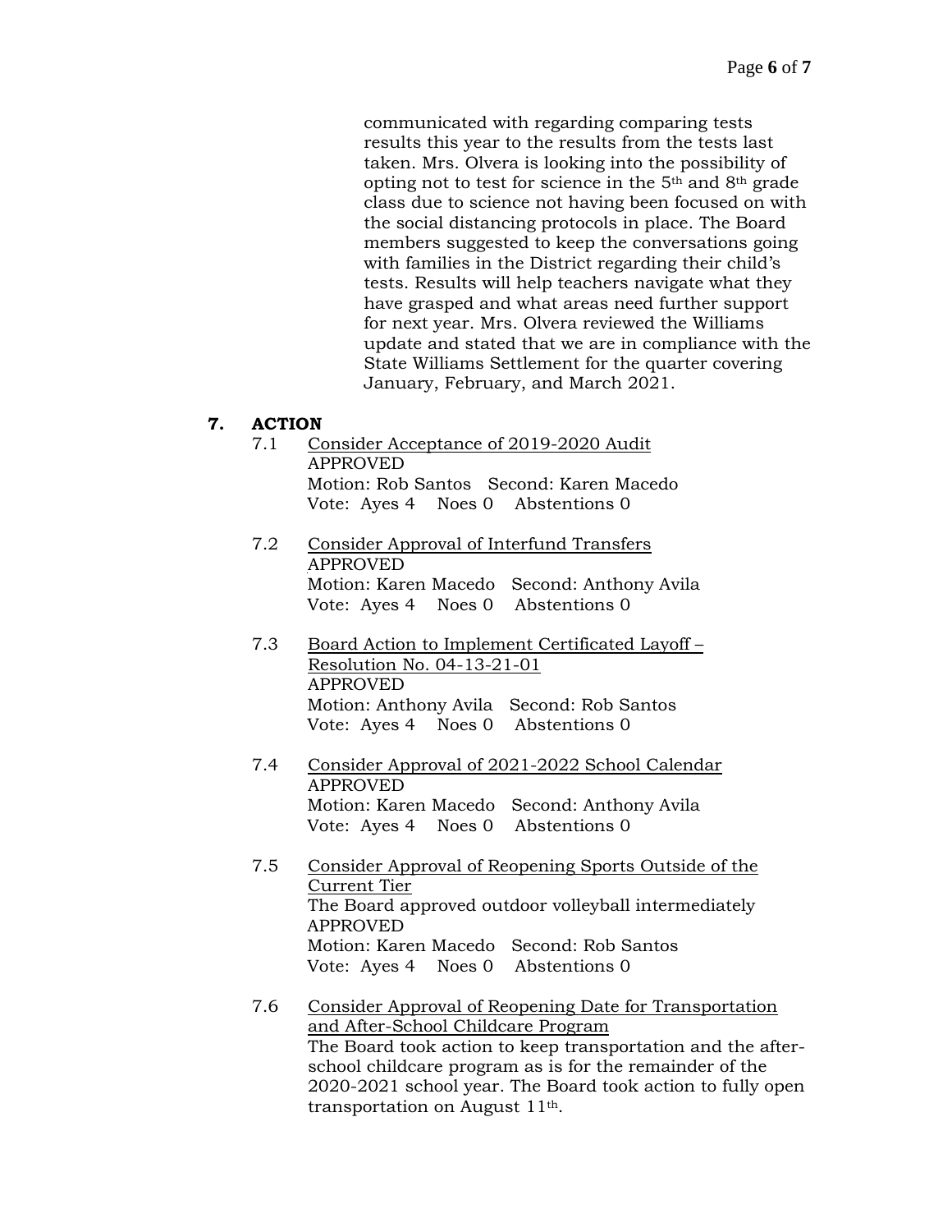communicated with regarding comparing tests results this year to the results from the tests last taken. Mrs. Olvera is looking into the possibility of opting not to test for science in the 5th and 8th grade class due to science not having been focused on with the social distancing protocols in place. The Board members suggested to keep the conversations going with families in the District regarding their child's tests. Results will help teachers navigate what they have grasped and what areas need further support for next year. Mrs. Olvera reviewed the Williams update and stated that we are in compliance with the State Williams Settlement for the quarter covering January, February, and March 2021.

## 7. ACTION

7.1 <u>Consider Acceptance of 2019-2020 Audit</u>
APPROVED
Motion: Rob Santos Second: Karen Macedo
Vote: Ayes 4 Noes 0 Abstentions 0

7.2 <u>Consider Approval of Interfund Transfers</u>
APPROVED
Motion: Karen Macedo Second: Anthony Avila
Vote: Ayes 4 Noes 0 Abstentions 0

7.3 <u>Board Action to Implement Certificated Layoff – Resolution No. 04-13-21-01</u>
APPROVED
Motion: Anthony Avila Second: Rob Santos
Vote: Ayes 4 Noes 0 Abstentions 0

7.4 <u>Consider Approval of 2021-2022 School Calendar</u>
APPROVED
Motion: Karen Macedo Second: Anthony Avila
Vote: Ayes 4 Noes 0 Abstentions 0

7.5 <u>Consider Approval of Reopening Sports Outside of the Current Tier</u>
The Board approved outdoor volleyball intermediately
APPROVED
Motion: Karen Macedo Second: Rob Santos
Vote: Ayes 4 Noes 0 Abstentions 0

7.6 <u>Consider Approval of Reopening Date for Transportation and After-School Childcare Program</u>
The Board took action to keep transportation and the after-school childcare program as is for the remainder of the 2020-2021 school year. The Board took action to fully open transportation on August 11th.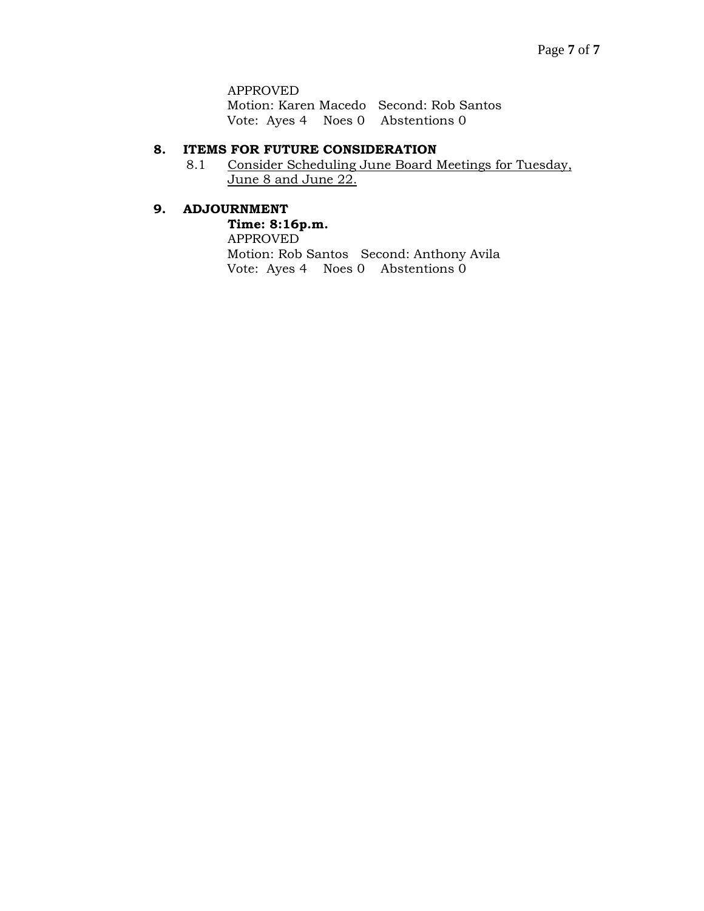APPROVED
Motion: Karen Macedo   Second: Rob Santos
Vote: Ayes 4   Noes 0   Abstentions 0

## 8. ITEMS FOR FUTURE CONSIDERATION

8.1 Consider Scheduling June Board Meetings for Tuesday, June 8 and June 22.

## 9. ADJOURNMENT

**Time: 8:16p.m.**
APPROVED
Motion: Rob Santos   Second: Anthony Avila
Vote: Ayes 4   Noes 0   Abstentions 0